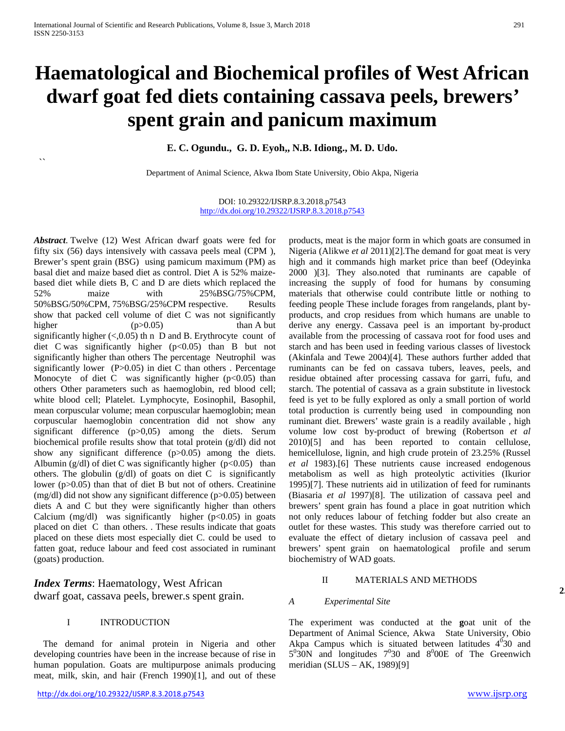# Haematological and Biochemical profiles of West African dwarf goat fed diets containing cassava peels, brewers' spent grain and panicum maximum

**E. C. Ogundu., G. D. Eyoh,, N.B. Idiong., M. D. Udo.**

``

Department of Animal Science, Akwa Ibom State University, Obio Akpa, Nigeria

DOI: 10.29322/IJSRP.8.3.2018.p7543
http://dx.doi.org/10.29322/IJSRP.8.3.2018.p7543

***Abstract***. Twelve (12) West African dwarf goats were fed for fifty six (56) days intensively with cassava peels meal (CPM ), Brewer's spent grain (BSG) using pamicum maximum (PM) as basal diet and maize based diet as control. Diet A is 52% maize-based diet while diets B, C and D are diets which replaced the 52% maize with 25%BSG/75%CPM, 50%BSG/50%CPM, 75%BSG/25%CPM respective. Results show that packed cell volume of diet C was not significantly higher ($p>0.05$) than A but significantly higher (<,0.05) th n D and B. Erythrocyte count of diet C was significantly higher ($p<0.05$) than B but not significantly higher than others The percentage Neutrophil was significantly lower ($P>0.05$) in diet C than others . Percentage Monocyte of diet C was significantly higher ($p<0.05$) than others Other parameters such as haemoglobin, red blood cell; white blood cell; Platelet. Lymphocyte, Eosinophil, Basophil, mean corpuscular volume; mean corpuscular haemoglobin; mean corpuscular haemoglobin concentration did not show any significant difference (p>0,05) among the diets. Serum biochemical profile results show that total protein (g/dl) did not show any significant difference ($p>0.05$) among the diets. Albumin (g/dl) of diet C was significantly higher ($p<0.05$) than others. The globulin (g/dl) of goats on diet C is significantly lower ($p>0.05$) than that of diet B but not of others. Creatinine (mg/dl) did not show any significant difference ($p>0.05$) between diets A and C but they were significantly higher than others Calcium (mg/dl) was significantly higher ($p<0.05$) in goats placed on diet C than others. . These results indicate that goats placed on these diets most especially diet C. could be used to fatten goat, reduce labour and feed cost associated in ruminant (goats) production.

***Index Terms***: Haematology, West African dwarf goat, cassava peels, brewer.s spent grain.

## I INTRODUCTION

The demand for animal protein in Nigeria and other developing countries have been in the increase because of rise in human population. Goats are multipurpose animals producing meat, milk, skin, and hair (French 1990)[1], and out of these products, meat is the major form in which goats are consumed in Nigeria (Alikwe *et al* 2011)[2].The demand for goat meat is very high and it commands high market price than beef (Odeyinka 2000 )[3]. They also.noted that ruminants are capable of increasing the supply of food for humans by consuming materials that otherwise could contribute little or nothing to feeding people These include forages from rangelands, plant by-products, and crop residues from which humans are unable to derive any energy. Cassava peel is an important by-product available from the processing of cassava root for food uses and starch and has been used in feeding various classes of livestock (Akinfala and Tewe 2004)[4]. These authors further added that ruminants can be fed on cassava tubers, leaves, peels, and residue obtained after processing cassava for garri, fufu, and starch. The potential of cassava as a grain substitute in livestock feed is yet to be fully explored as only a small portion of world total production is currently being used in compounding non ruminant diet. Brewers' waste grain is a readily available , high volume low cost by-product of brewing (Robertson *et al* 2010)[5] and has been reported to contain cellulose, hemicellulose, lignin, and high crude protein of 23.25% (Russel *et al* 1983).[6] These nutrients cause increased endogenous metabolism as well as high proteolytic activities (Ikurior 1995)[7]. These nutrients aid in utilization of feed for ruminants (Biasaria *et al* 1997)[8]. The utilization of cassava peel and brewers' spent grain has found a place in goat nutrition which not only reduces labour of fetching fodder but also create an outlet for these wastes. This study was therefore carried out to evaluate the effect of dietary inclusion of cassava peel and brewers' spent grain on haematological profile and serum biochemistry of WAD goats.

## II MATERIALS AND METHODS

### *A Experimental Site*

The experiment was conducted at the **g**oat unit of the Department of Animal Science, Akwa State University, Obio Akpa Campus which is situated between latitudes $4^{0}30$ and $5^{0}30$N and longitudes $7^{0}30$ and $8^{0}00$E of The Greenwich meridian (SLUS – AK, 1989)[9]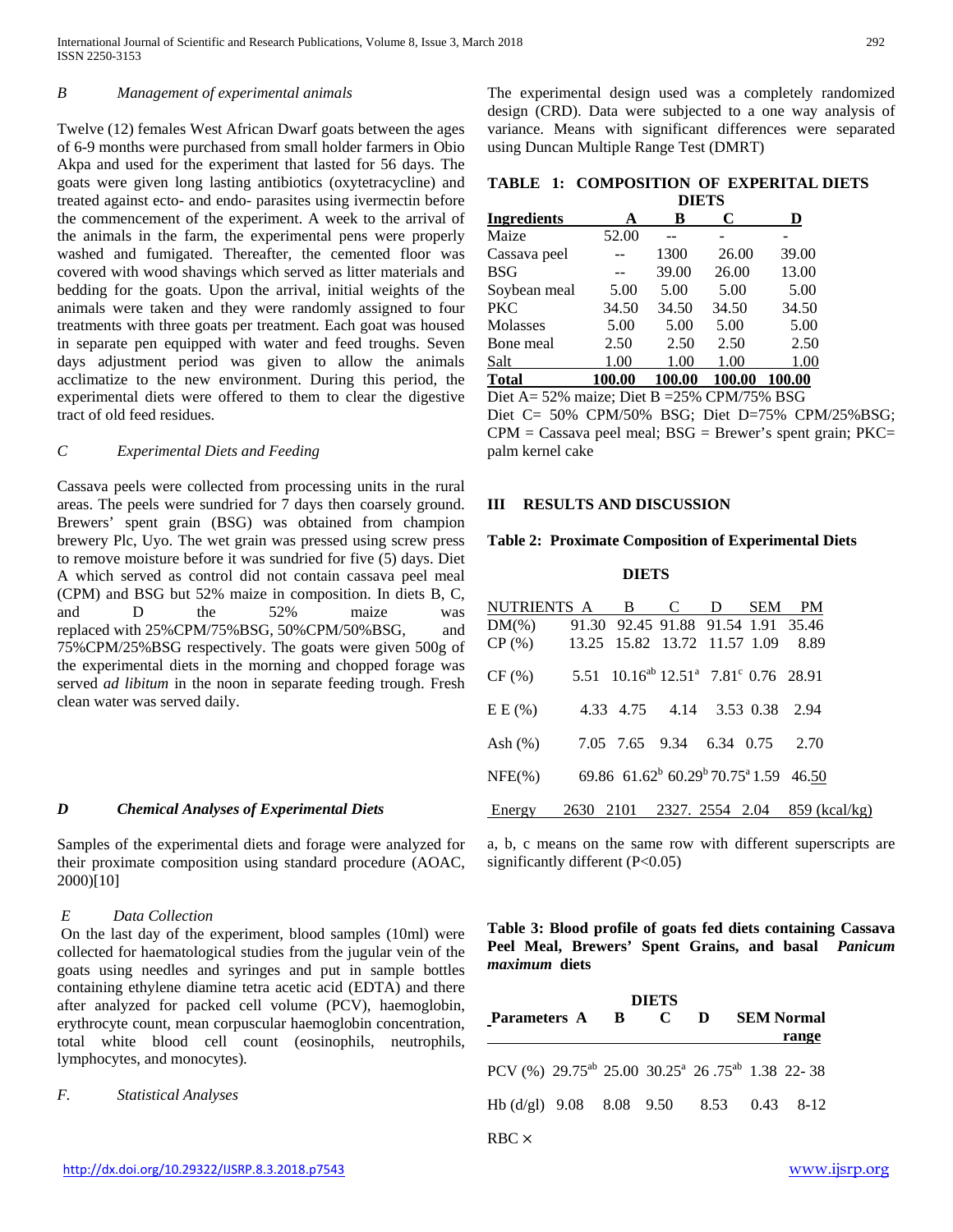*B Management of experimental animals*

Twelve (12) females West African Dwarf goats between the ages of 6-9 months were purchased from small holder farmers in Obio Akpa and used for the experiment that lasted for 56 days. The goats were given long lasting antibiotics (oxytetracycline) and treated against ecto- and endo- parasites using ivermectin before the commencement of the experiment. A week to the arrival of the animals in the farm, the experimental pens were properly washed and fumigated. Thereafter, the cemented floor was covered with wood shavings which served as litter materials and bedding for the goats. Upon the arrival, initial weights of the animals were taken and they were randomly assigned to four treatments with three goats per treatment. Each goat was housed in separate pen equipped with water and feed troughs. Seven days adjustment period was given to allow the animals acclimatize to the new environment. During this period, the experimental diets were offered to them to clear the digestive tract of old feed residues.

*C Experimental Diets and Feeding*

Cassava peels were collected from processing units in the rural areas. The peels were sundried for 7 days then coarsely ground. Brewers' spent grain (BSG) was obtained from champion brewery Plc, Uyo. The wet grain was pressed using screw press to remove moisture before it was sundried for five (5) days. Diet A which served as control did not contain cassava peel meal (CPM) and BSG but 52% maize in composition. In diets B, C, and D the 52% maize was replaced with 25%CPM/75%BSG, 50%CPM/50%BSG, and 75%CPM/25%BSG respectively. The goats were given 500g of the experimental diets in the morning and chopped forage was served *ad libitum* in the noon in separate feeding trough. Fresh clean water was served daily.

***D Chemical Analyses of Experimental Diets***

Samples of the experimental diets and forage were analyzed for their proximate composition using standard procedure (AOAC, 2000)[10]

*E Data Collection*

On the last day of the experiment, blood samples (10ml) were collected for haematological studies from the jugular vein of the goats using needles and syringes and put in sample bottles containing ethylene diamine tetra acetic acid (EDTA) and there after analyzed for packed cell volume (PCV), haemoglobin, erythrocyte count, mean corpuscular haemoglobin concentration, total white blood cell count (eosinophils, neutrophils, lymphocytes, and monocytes).

*F. Statistical Analyses*

The experimental design used was a completely randomized design (CRD). Data were subjected to a one way analysis of variance. Means with significant differences were separated using Duncan Multiple Range Test (DMRT)

**TABLE 1: COMPOSITION OF EXPERITAL DIETS**

| | DIETS | | | |
|---|---|---|---|---|
| **Ingredients** | **A** | **B** | **C** | **D** |
| Maize | 52.00 | -- | - | - |
| Cassava peel | -- | 1300 | 26.00 | 39.00 |
| BSG | -- | 39.00 | 26.00 | 13.00 |
| Soybean meal | 5.00 | 5.00 | 5.00 | 5.00 |
| PKC | 34.50 | 34.50 | 34.50 | 34.50 |
| Molasses | 5.00 | 5.00 | 5.00 | 5.00 |
| Bone meal | 2.50 | 2.50 | 2.50 | 2.50 |
| Salt | 1.00 | 1.00 | 1.00 | 1.00 |
| **Total** | **100.00** | **100.00** | **100.00** | **100.00** |

Diet A= 52% maize; Diet B =25% CPM/75% BSG
Diet C= 50% CPM/50% BSG; Diet D=75% CPM/25%BSG; CPM = Cassava peel meal; BSG = Brewer's spent grain; PKC= palm kernel cake

## III RESULTS AND DISCUSSION

**Table 2: Proximate Composition of Experimental Diets**

| | DIETS | | | | | |
|---|---|---|---|---|---|---|
| NUTRIENTS | A | B | C | D | SEM | PM |
| DM(%) | 91.30 | 92.45 | 91.88 | 91.54 | 1.91 | 35.46 |
| CP (%) | 13.25 | 15.82 | 13.72 | 11.57 | 1.09 | 8.89 |
| CF (%) | 5.51 | 10.16$^{ab}$ | 12.51$^{a}$ | 7.81$^{c}$ | 0.76 | 28.91 |
| E E (%) | 4.33 | 4.75 | 4.14 | 3.53 | 0.38 | 2.94 |
| Ash (%) | 7.05 | 7.65 | 9.34 | 6.34 | 0.75 | 2.70 |
| NFE(%) | 69.86 | 61.62$^{b}$ | 60.29$^{b}$ | 70.75$^{a}$ | 1.59 | 46.50 |
| Energy | 2630 | 2101 | 2327. | 2554 | 2.04 | 859 (kcal/kg) |

a, b, c means on the same row with different superscripts are significantly different (P<0.05)

**Table 3: Blood profile of goats fed diets containing Cassava Peel Meal, Brewers' Spent Grains, and basal *Panicum maximum* diets**

| | DIETS | | | | | |
|---|---|---|---|---|---|---|
| **Parameters** | **A** | **B** | **C** | **D** | **SEM** | **Normal range** |
| PCV (%) | 29.75$^{ab}$ | 25.00 | 30.25$^{a}$ | 26 .75$^{ab}$ | 1.38 | 22- 38 |
| Hb (d/gl) | 9.08 | 8.08 | 9.50 | 8.53 | 0.43 | 8-12 |
| RBC × | | | | | | |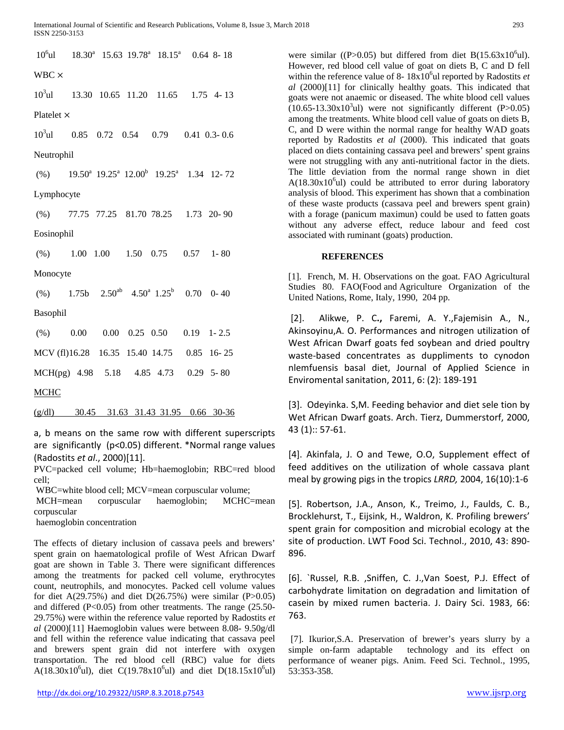| | | | | | | |
|---|---|---|---|---|---|---|
| $10^6$ul | 18.30[a] | 15.63 | 19.78[a] | 18.15[a] | 0.64 | 8- 18 |
| WBC × | | | | | | |
| $10^3$ul | 13.30 | 10.65 | 11.20 | 11.65 | 1.75 | 4- 13 |
| Platelet × | | | | | | |
| $10^3$ul | 0.85 | 0.72 | 0.54 | 0.79 | 0.41 | 0.3- 0.6 |
| Neutrophil | | | | | | |
| (%) | 19.50[a] | 19.25[a] | 12.00[b] | 19.25[a] | 1.34 | 12- 72 |
| Lymphocyte | | | | | | |
| (%) | 77.75 | 77.25 | 81.70 | 78.25 | 1.73 | 20- 90 |
| Eosinophil | | | | | | |
| (%) | 1.00 | 1.00 | 1.50 | 0.75 | 0.57 | 1- 80 |
| Monocyte | | | | | | |
| (%) | 1.75b | 2.50[ab] | 4.50[a] | 1.25[b] | 0.70 | 0- 40 |
| Basophil | | | | | | |
| (%) | 0.00 | 0.00 | 0.25 | 0.50 | 0.19 | 1- 2.5 |
| MCV (fl) | 16.28 | 16.35 | 15.40 | 14.75 | 0.85 | 16- 25 |
| MCH(pg) | 4.98 | 5.18 | 4.85 | 4.73 | 0.29 | 5- 80 |
| MCHC | | | | | | |
| (g/dl) | 30.45 | 31.63 | 31.43 | 31.95 | 0.66 | 30-36 |

a, b means on the same row with different superscripts are significantly (p<0.05) different. *Normal range values (Radostits *et al*., 2000)[11].

PVC=packed cell volume; Hb=haemoglobin; RBC=red blood cell;
WBC=white blood cell; MCV=mean corpuscular volume;
MCH=mean corpuscular haemoglobin; MCHC=mean corpuscular haemoglobin concentration

The effects of dietary inclusion of cassava peels and brewers' spent grain on haematological profile of West African Dwarf goat are shown in Table 3. There were significant differences among the treatments for packed cell volume, erythrocytes count, neutrophils, and monocytes. Packed cell volume values for diet A(29.75%) and diet D(26.75%) were similar (P>0.05) and differed (P<0.05) from other treatments. The range (25.50-29.75%) were within the reference value reported by Radostits *et al* (2000)[11] Haemoglobin values were between 8.08- 9.50g/dl and fell within the reference value indicating that cassava peel and brewers spent grain did not interfere with oxygen transportation. The red blood cell (RBC) value for diets A($18.30 \times 10^6$ul), diet C($19.78 \times 10^6$ul) and diet D($18.15 \times 10^6$ul) were similar ((P>0.05) but differed from diet B($15.63 \times 10^6$ul). However, red blood cell value of goat on diets B, C and D fell within the reference value of 8- $18 \times 10^6$ul reported by Radostits *et al* (2000)[11] for clinically healthy goats. This indicated that goats were not anaemic or diseased. The white blood cell values ($10.65$-$13.30 \times 10^3$ul) were not significantly different (P>0.05) among the treatments. White blood cell value of goats on diets B, C, and D were within the normal range for healthy WAD goats reported by Radostits *et al* (2000). This indicated that goats placed on diets containing cassava peel and brewers' spent grains were not struggling with any anti-nutritional factor in the diets. The little deviation from the normal range shown in diet A($18.30 \times 10^6$ul) could be attributed to error during laboratory analysis of blood. This experiment has shown that a combination of these waste products (cassava peel and brewers spent grain) with a forage (panicum maximun) could be used to fatten goats without any adverse effect, reduce labour and feed cost associated with ruminant (goats) production.

## REFERENCES

[1]. French, M. H. Observations on the goat. FAO Agricultural Studies 80. FAO(Food and Agriculture Organization of the United Nations, Rome, Italy, 1990, 204 pp.

[2]. Alikwe, P. C**.,** Faremi, A. Y.,Fajemisin A., N., Akinsoyinu,A. O. Performances and nitrogen utilization of West African Dwarf goats fed soybean and dried poultry waste-based concentrates as duppliments to cynodon nlemfuensis basal diet, Journal of Applied Science in Enviromental sanitation, 2011, 6: (2): 189-191

[3]. Odeyinka. S,M. Feeding behavior and diet sele tion by Wet African Dwarf goats. Arch. Tierz, Dummerstorf, 2000, 43 (1):: 57-61.

[4]. Akinfala, J. O and Tewe, O.O, Supplement effect of feed additives on the utilization of whole cassava plant meal by growing pigs in the tropics *LRRD,* 2004, 16(10):1-6

[5]. Robertson, J.A., Anson, K., Treimo, J., Faulds, C. B., Brocklehurst, T., Eijsink, H., Waldron, K. Profiling brewers' spent grain for composition and microbial ecology at the site of production. LWT Food Sci. Technol., 2010, 43: 890-896.

[6]. `Russel, R.B. ,Sniffen, C. J.,Van Soest, P.J. Effect of carbohydrate limitation on degradation and limitation of casein by mixed rumen bacteria. J. Dairy Sci. 1983, 66: 763.

[7]. Ikurior,S.A. Preservation of brewer's years slurry by a simple on-farm adaptable technology and its effect on performance of weaner pigs. Anim. Feed Sci. Technol., 1995, 53:353-358.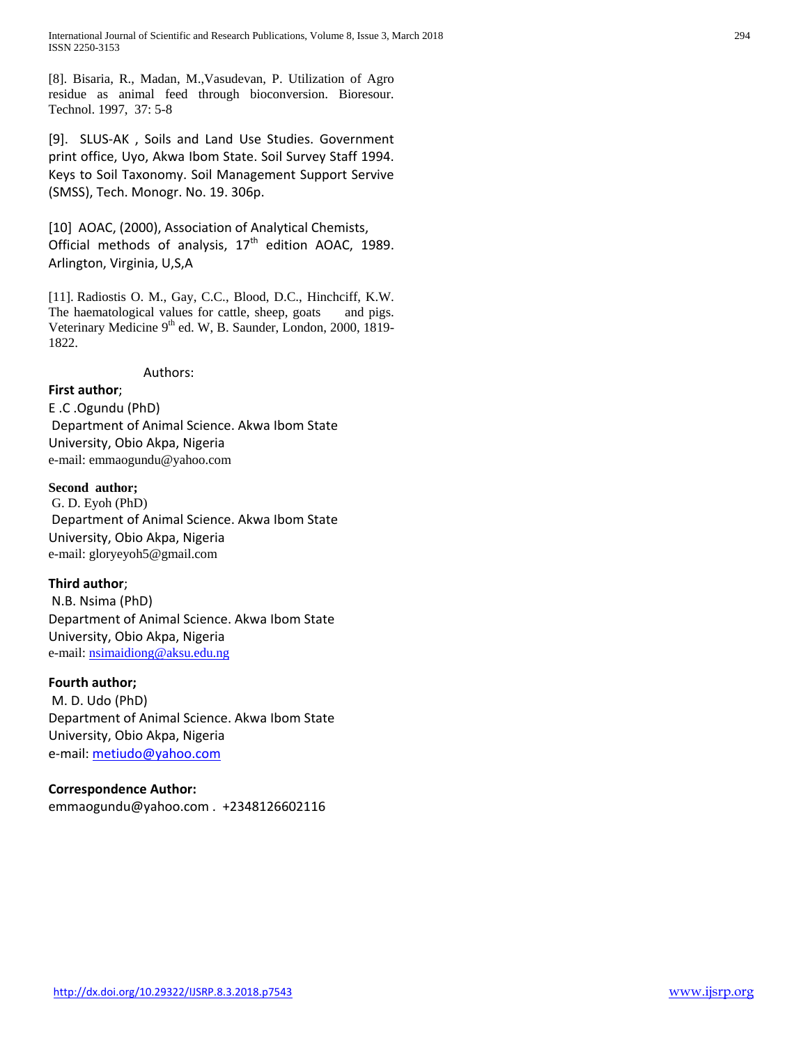[8]. Bisaria, R., Madan, M.,Vasudevan, P. Utilization of Agro residue as animal feed through bioconversion. Bioresour. Technol. 1997, 37: 5-8

[9]. SLUS-AK , Soils and Land Use Studies. Government print office, Uyo, Akwa Ibom State. Soil Survey Staff 1994. Keys to Soil Taxonomy. Soil Management Support Servive (SMSS), Tech. Monogr. No. 19. 306p.

[10] AOAC, (2000), Association of Analytical Chemists, Official methods of analysis, 17th edition AOAC, 1989. Arlington, Virginia, U,S,A

[11]. Radiostis O. M., Gay, C.C., Blood, D.C., Hinchciff, K.W. The haematological values for cattle, sheep, goats and pigs. Veterinary Medicine 9th ed. W, B. Saunder, London, 2000, 1819-1822.

Authors:

**First author**;
E .C .Ogundu (PhD)
Department of Animal Science. Akwa Ibom State University, Obio Akpa, Nigeria
e-mail: emmaogundu@yahoo.com

**Second author;**
G. D. Eyoh (PhD)
Department of Animal Science. Akwa Ibom State University, Obio Akpa, Nigeria
e-mail: gloryeyoh5@gmail.com

**Third author**;
N.B. Nsima (PhD)
Department of Animal Science. Akwa Ibom State University, Obio Akpa, Nigeria
e-mail: nsimaidiong@aksu.edu.ng

**Fourth author;**
M. D. Udo (PhD)
Department of Animal Science. Akwa Ibom State University, Obio Akpa, Nigeria
e-mail: metiudo@yahoo.com

**Correspondence Author:**
emmaogundu@yahoo.com . +2348126602116